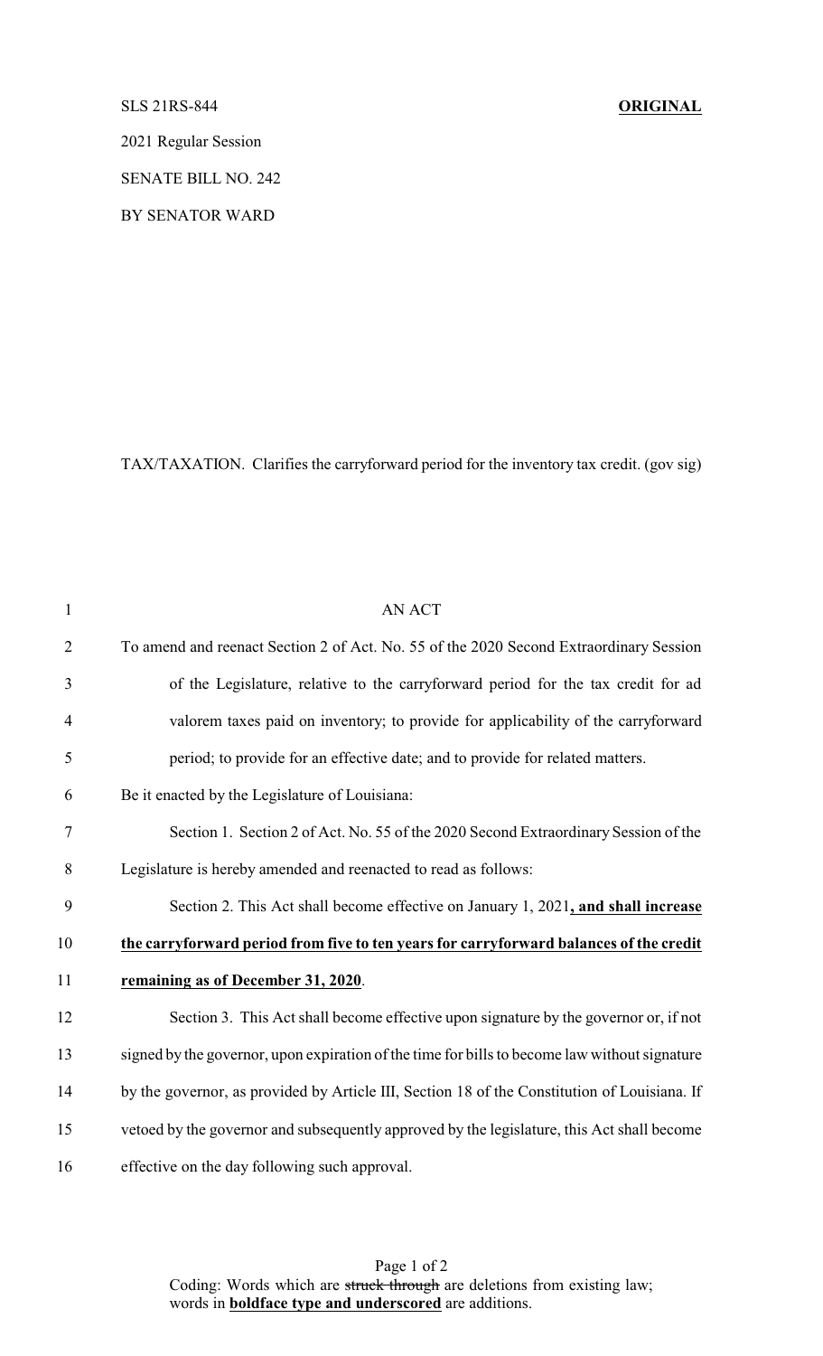SLS 21RS-844 **ORIGINAL**

2021 Regular Session

SENATE BILL NO. 242

BY SENATOR WARD

TAX/TAXATION. Clarifies the carryforward period for the inventory tax credit. (gov sig)

1 AN ACT

2 To amend and reenact Section 2 of Act. No. 55 of the 2020 Second Extraordinary Session

3 of the Legislature, relative to the carryforward period for the tax credit for ad

4 valorem taxes paid on inventory; to provide for applicability of the carryforward

5 period; to provide for an effective date; and to provide for related matters.

6 Be it enacted by the Legislature of Louisiana:

7 Section 1. Section 2 of Act. No. 55 of the 2020 Second Extraordinary Session of the

8 Legislature is hereby amended and reenacted to read as follows:

9 Section 2. This Act shall become effective on January 1, 2021**, and shall increase**

10 **the carryforward period from five to ten years for carryforward balances of the credit**

11 **remaining as of December 31, 2020**.

12 Section 3. This Act shall become effective upon signature by the governor or, if not

13 signed by the governor, upon expiration of the time for bills to become law without signature

14 by the governor, as provided by Article III, Section 18 of the Constitution of Louisiana. If

15 vetoed by the governor and subsequently approved by the legislature, this Act shall become

16 effective on the day following such approval.

Coding: Words which are ~~struck through~~ are deletions from existing law; words in **boldface type and underscored** are additions.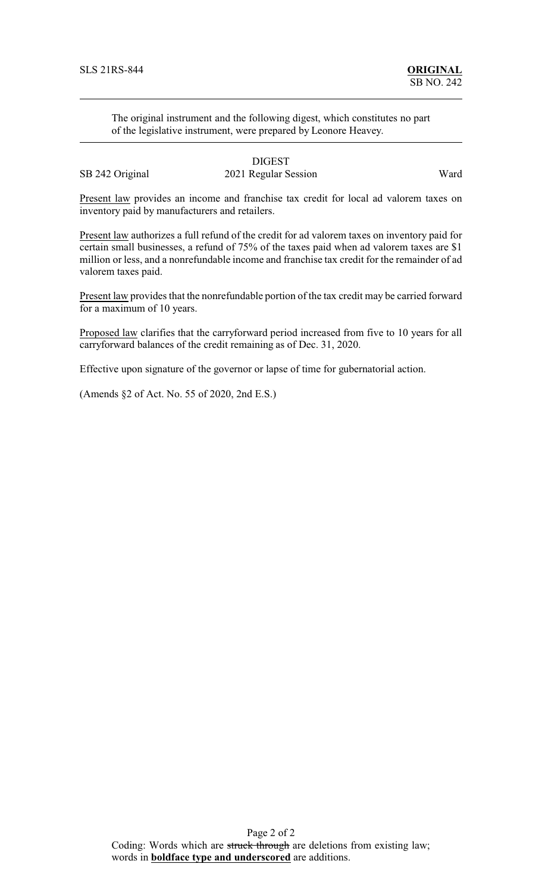The original instrument and the following digest, which constitutes no part of the legislative instrument, were prepared by Leonore Heavey.

DIGEST

SB 242 Original 2021 Regular Session Ward

Present law provides an income and franchise tax credit for local ad valorem taxes on inventory paid by manufacturers and retailers.

Present law authorizes a full refund of the credit for ad valorem taxes on inventory paid for certain small businesses, a refund of 75% of the taxes paid when ad valorem taxes are $1 million or less, and a nonrefundable income and franchise tax credit for the remainder of ad valorem taxes paid.

Present law provides that the nonrefundable portion of the tax credit may be carried forward for a maximum of 10 years.

Proposed law clarifies that the carryforward period increased from five to 10 years for all carryforward balances of the credit remaining as of Dec. 31, 2020.

Effective upon signature of the governor or lapse of time for gubernatorial action.

(Amends §2 of Act. No. 55 of 2020, 2nd E.S.)